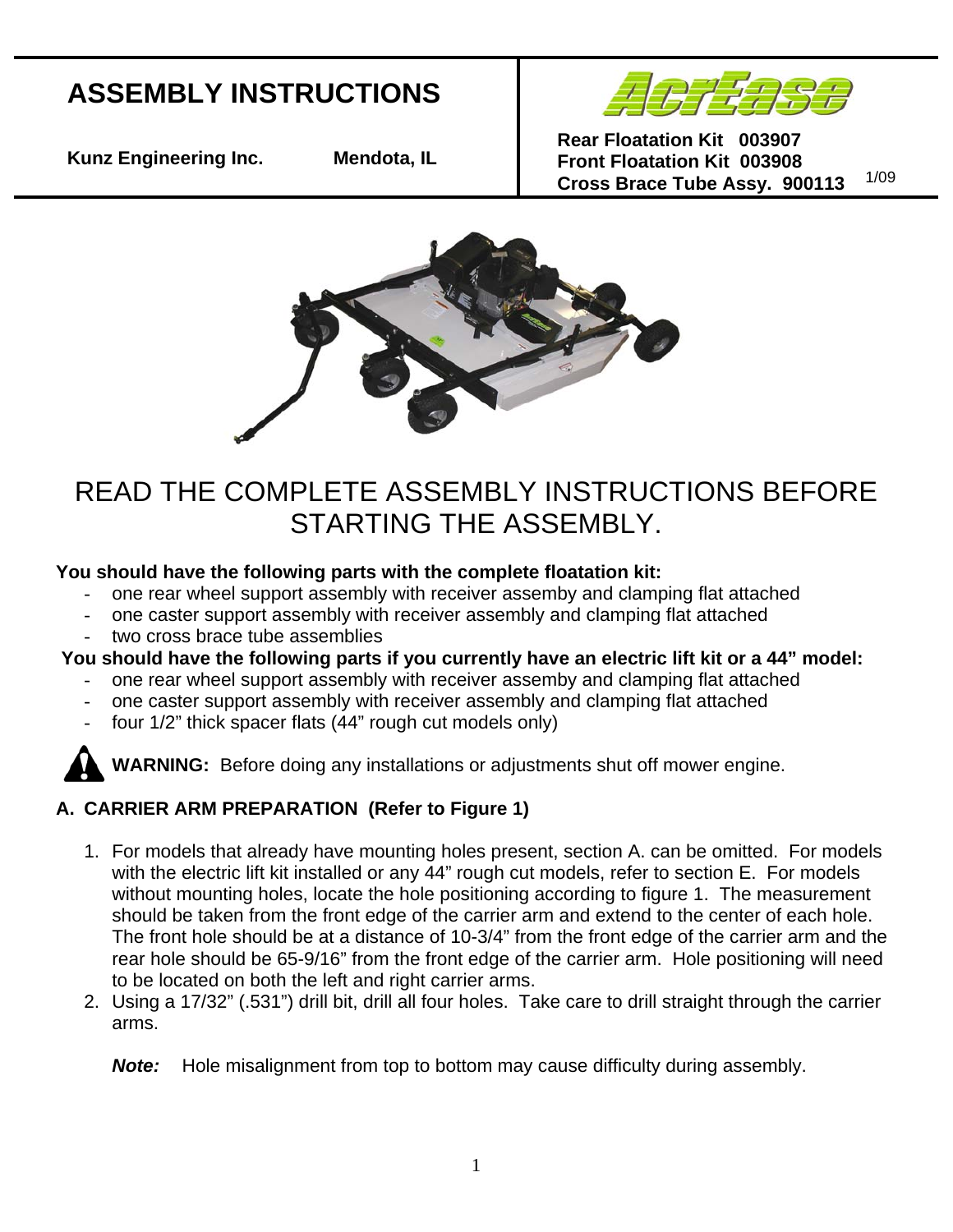# ASSEMBLY INSTRUCTIONS

**Kunz Engineering Inc.** **Mendota, IL**

AcrEase

**Rear Floatation Kit 003907**
**Front Floatation Kit 003908**
**Cross Brace Tube Assy. 900113** 1/09

READ THE COMPLETE ASSEMBLY INSTRUCTIONS BEFORE STARTING THE ASSEMBLY.

**You should have the following parts with the complete floatation kit:**

- one rear wheel support assembly with receiver assemby and clamping flat attached
- one caster support assembly with receiver assembly and clamping flat attached
- two cross brace tube assemblies

**You should have the following parts if you currently have an electric lift kit or a 44" model:**

- one rear wheel support assembly with receiver assemby and clamping flat attached
- one caster support assembly with receiver assembly and clamping flat attached
- four 1/2" thick spacer flats (44" rough cut models only)

**WARNING:** Before doing any installations or adjustments shut off mower engine.

## A. CARRIER ARM PREPARATION (Refer to Figure 1)

1. For models that already have mounting holes present, section A. can be omitted. For models with the electric lift kit installed or any 44" rough cut models, refer to section E. For models without mounting holes, locate the hole positioning according to figure 1. The measurement should be taken from the front edge of the carrier arm and extend to the center of each hole. The front hole should be at a distance of 10-3/4" from the front edge of the carrier arm and the rear hole should be 65-9/16" from the front edge of the carrier arm. Hole positioning will need to be located on both the left and right carrier arms.
2. Using a 17/32" (.531") drill bit, drill all four holes. Take care to drill straight through the carrier arms.

   ***Note:*** Hole misalignment from top to bottom may cause difficulty during assembly.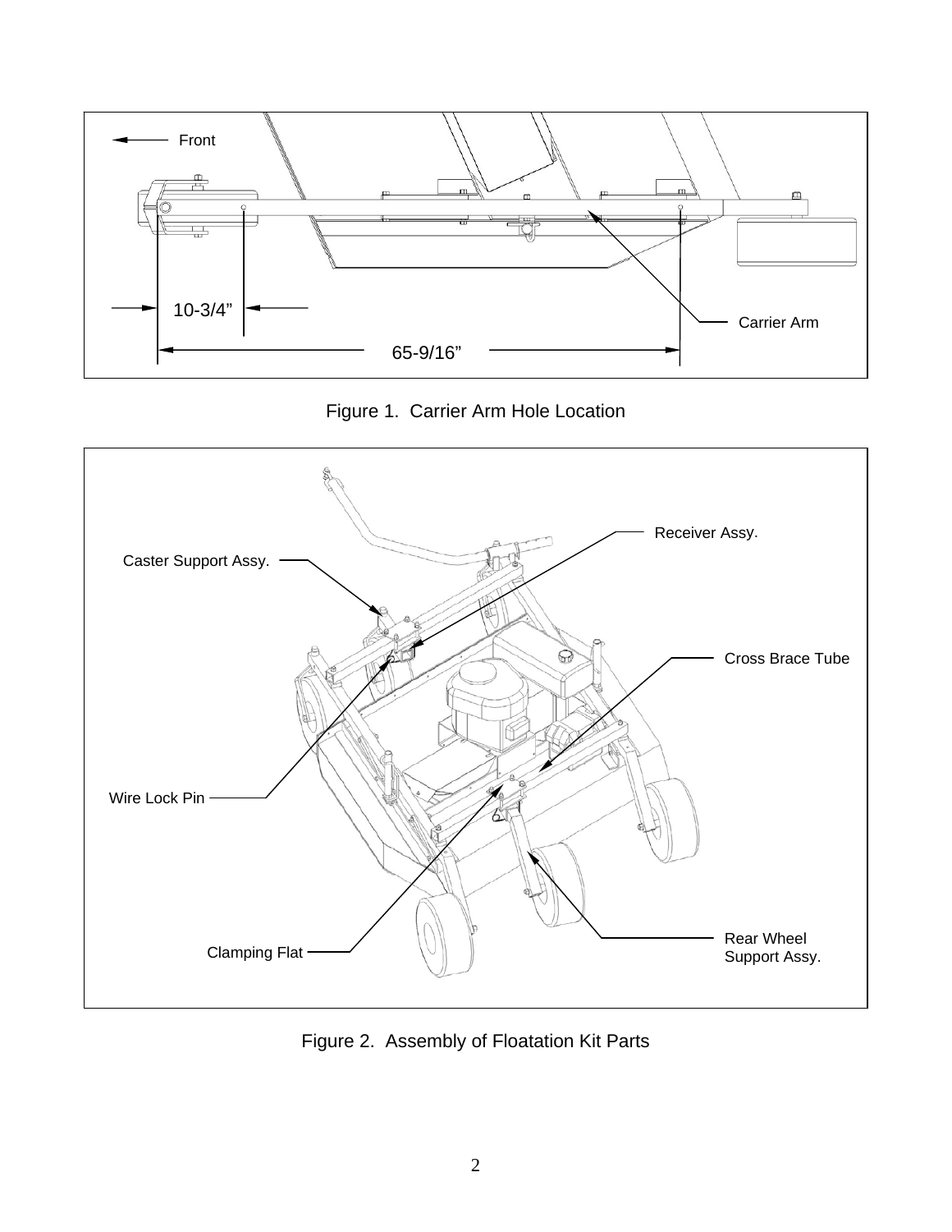Front

10-3/4”

65-9/16”

Carrier Arm

Figure 1.  Carrier Arm Hole Location

Receiver Assy.

Caster Support Assy.

Cross Brace Tube

Wire Lock Pin

Clamping Flat

Rear Wheel Support Assy.

Figure 2.  Assembly of Floatation Kit Parts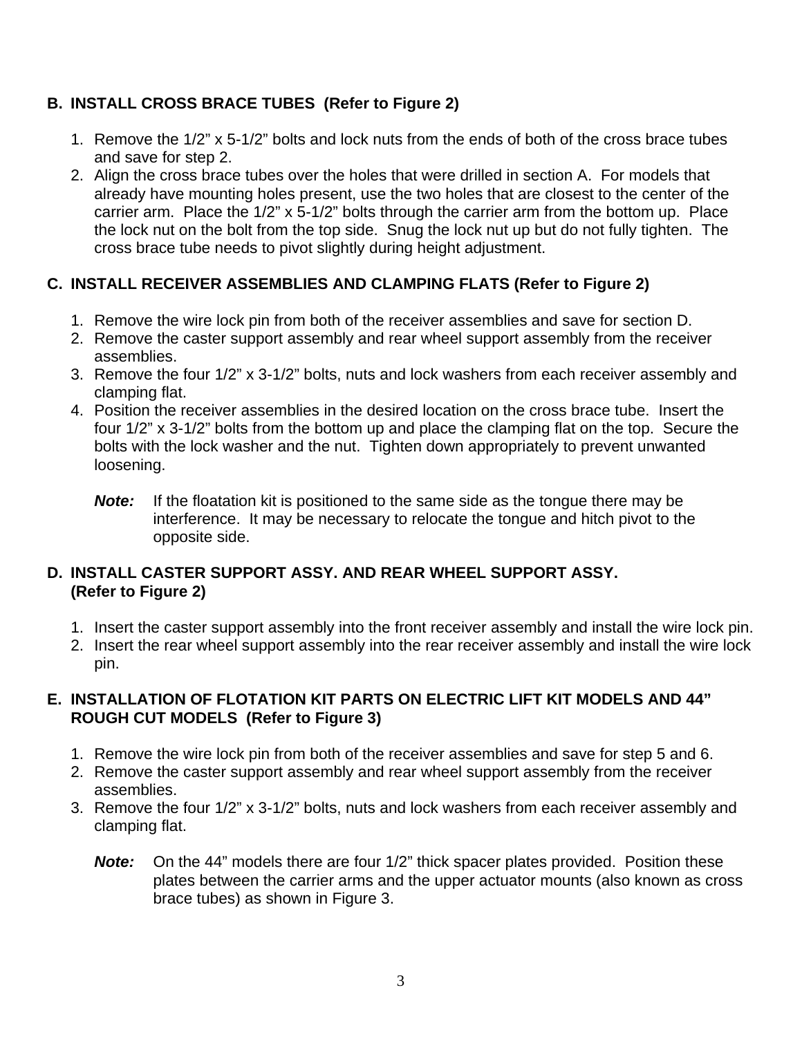## B. INSTALL CROSS BRACE TUBES (Refer to Figure 2)

1. Remove the 1/2” x 5-1/2” bolts and lock nuts from the ends of both of the cross brace tubes and save for step 2.
2. Align the cross brace tubes over the holes that were drilled in section A. For models that already have mounting holes present, use the two holes that are closest to the center of the carrier arm. Place the 1/2” x 5-1/2” bolts through the carrier arm from the bottom up. Place the lock nut on the bolt from the top side. Snug the lock nut up but do not fully tighten. The cross brace tube needs to pivot slightly during height adjustment.

## C. INSTALL RECEIVER ASSEMBLIES AND CLAMPING FLATS (Refer to Figure 2)

1. Remove the wire lock pin from both of the receiver assemblies and save for section D.
2. Remove the caster support assembly and rear wheel support assembly from the receiver assemblies.
3. Remove the four 1/2” x 3-1/2” bolts, nuts and lock washers from each receiver assembly and clamping flat.
4. Position the receiver assemblies in the desired location on the cross brace tube. Insert the four 1/2” x 3-1/2” bolts from the bottom up and place the clamping flat on the top. Secure the bolts with the lock washer and the nut. Tighten down appropriately to prevent unwanted loosening.

   ***Note:*** If the floatation kit is positioned to the same side as the tongue there may be interference. It may be necessary to relocate the tongue and hitch pivot to the opposite side.

## D. INSTALL CASTER SUPPORT ASSY. AND REAR WHEEL SUPPORT ASSY. (Refer to Figure 2)

1. Insert the caster support assembly into the front receiver assembly and install the wire lock pin.
2. Insert the rear wheel support assembly into the rear receiver assembly and install the wire lock pin.

## E. INSTALLATION OF FLOTATION KIT PARTS ON ELECTRIC LIFT KIT MODELS AND 44” ROUGH CUT MODELS (Refer to Figure 3)

1. Remove the wire lock pin from both of the receiver assemblies and save for step 5 and 6.
2. Remove the caster support assembly and rear wheel support assembly from the receiver assemblies.
3. Remove the four 1/2” x 3-1/2” bolts, nuts and lock washers from each receiver assembly and clamping flat.

   ***Note:*** On the 44” models there are four 1/2” thick spacer plates provided. Position these plates between the carrier arms and the upper actuator mounts (also known as cross brace tubes) as shown in Figure 3.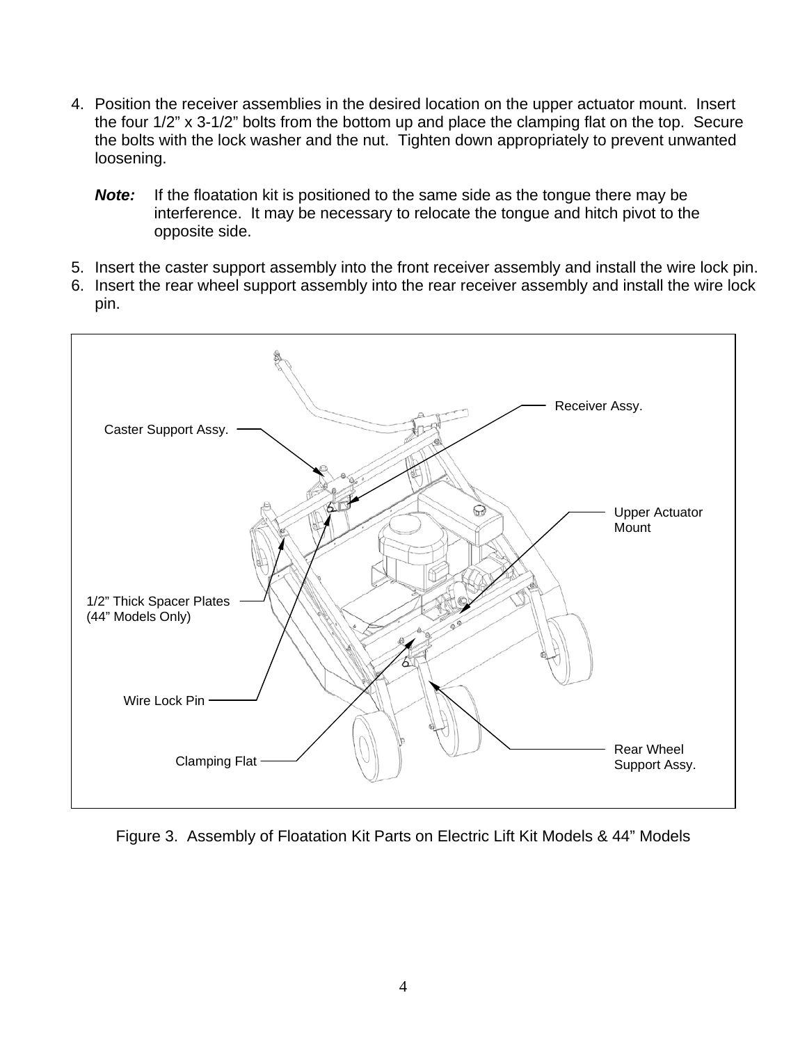4. Position the receiver assemblies in the desired location on the upper actuator mount. Insert the four 1/2" x 3-1/2" bolts from the bottom up and place the clamping flat on the top. Secure the bolts with the lock washer and the nut. Tighten down appropriately to prevent unwanted loosening.

   ***Note:*** If the floatation kit is positioned to the same side as the tongue there may be interference. It may be necessary to relocate the tongue and hitch pivot to the opposite side.

5. Insert the caster support assembly into the front receiver assembly and install the wire lock pin.
6. Insert the rear wheel support assembly into the rear receiver assembly and install the wire lock pin.

Receiver Assy.

Caster Support Assy.

Upper Actuator Mount

1/2" Thick Spacer Plates (44" Models Only)

Wire Lock Pin

Clamping Flat

Rear Wheel Support Assy.

Figure 3. Assembly of Floatation Kit Parts on Electric Lift Kit Models & 44" Models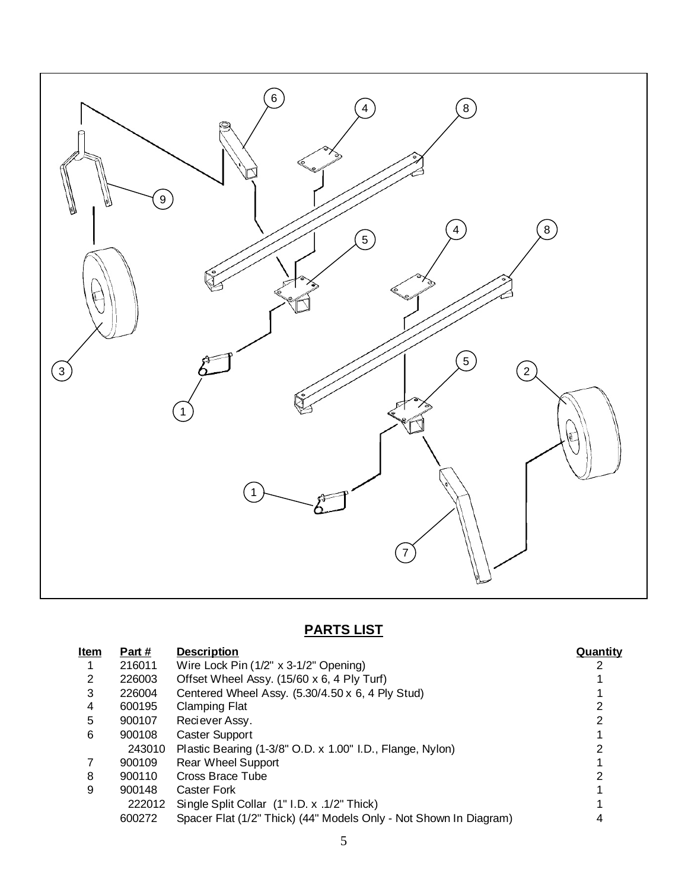## PARTS LIST

| Item | Part # | Description | Quantity |
|---|---|---|---|
| 1 | 216011 | Wire Lock Pin (1/2" x 3-1/2" Opening) | 2 |
| 2 | 226003 | Offset Wheel Assy. (15/60 x 6, 4 Ply Turf) | 1 |
| 3 | 226004 | Centered Wheel Assy. (5.30/4.50 x 6, 4 Ply Stud) | 1 |
| 4 | 600195 | Clamping Flat | 2 |
| 5 | 900107 | Reciever Assy. | 2 |
| 6 | 900108 | Caster Support | 1 |
| | 243010 | Plastic Bearing (1-3/8" O.D. x 1.00" I.D., Flange, Nylon) | 2 |
| 7 | 900109 | Rear Wheel Support | 1 |
| 8 | 900110 | Cross Brace Tube | 2 |
| 9 | 900148 | Caster Fork | 1 |
| | 222012 | Single Split Collar (1" I.D. x .1/2" Thick) | 1 |
| | 600272 | Spacer Flat (1/2" Thick) (44" Models Only - Not Shown In Diagram) | 4 |